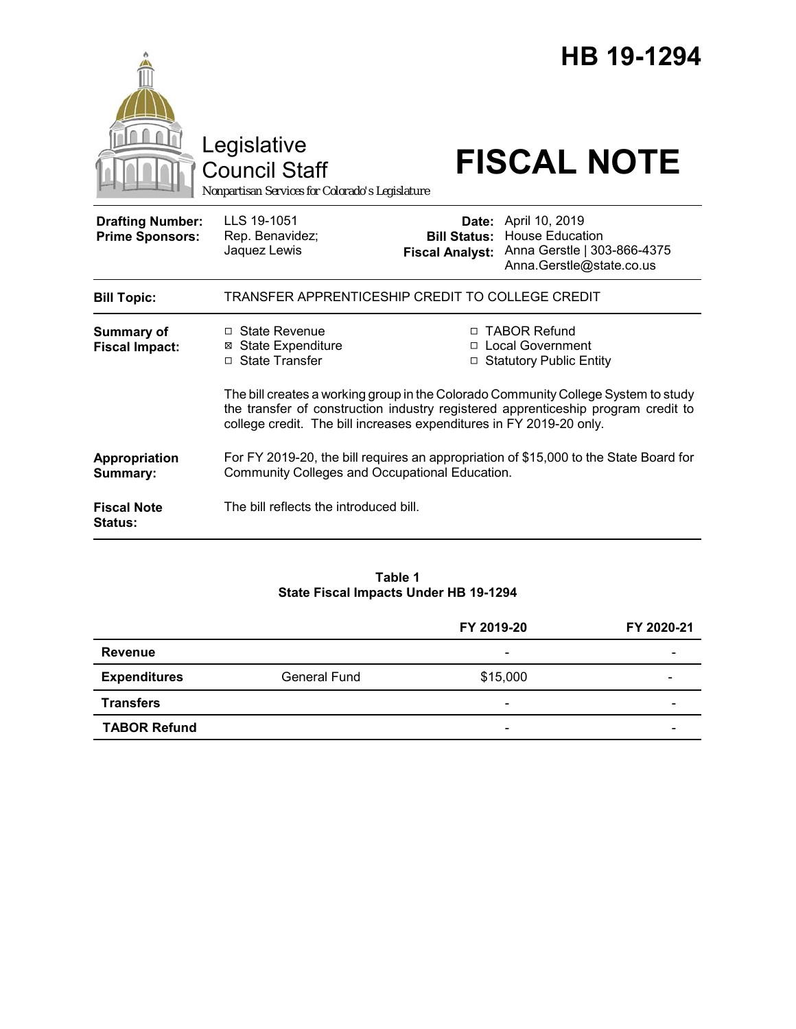# HB 19-1294

Legislative Council Staff

*Nonpartisan Services for Colorado's Legislature*

# FISCAL NOTE

| | | | |
|---|---|---|---|
| **Drafting Number:** | LLS 19-1051 | **Date:** | April 10, 2019 |
| **Prime Sponsors:** | Rep. Benavidez; Jaquez Lewis | **Bill Status:** | House Education |
| | | **Fiscal Analyst:** | Anna Gerstle \| 303-866-4375 Anna.Gerstle@state.co.us |

| | |
|---|---|
| **Bill Topic:** | TRANSFER APPRENTICESHIP CREDIT TO COLLEGE CREDIT |
| **Summary of Fiscal Impact:** | ☐ State Revenue ☒ State Expenditure ☐ State Transfer ☐ TABOR Refund ☐ Local Government ☐ Statutory Public Entity<br><br>The bill creates a working group in the Colorado Community College System to study the transfer of construction industry registered apprenticeship program credit to college credit. The bill increases expenditures in FY 2019-20 only. |
| **Appropriation Summary:** | For FY 2019-20, the bill requires an appropriation of $15,000 to the State Board for Community Colleges and Occupational Education. |
| **Fiscal Note Status:** | The bill reflects the introduced bill. |

**Table 1**
**State Fiscal Impacts Under HB 19-1294**

| | | FY 2019-20 | FY 2020-21 |
|---|---|---|---|
| **Revenue** | | - | - |
| **Expenditures** | General Fund | $15,000 | - |
| **Transfers** | | - | - |
| **TABOR Refund** | | - | - |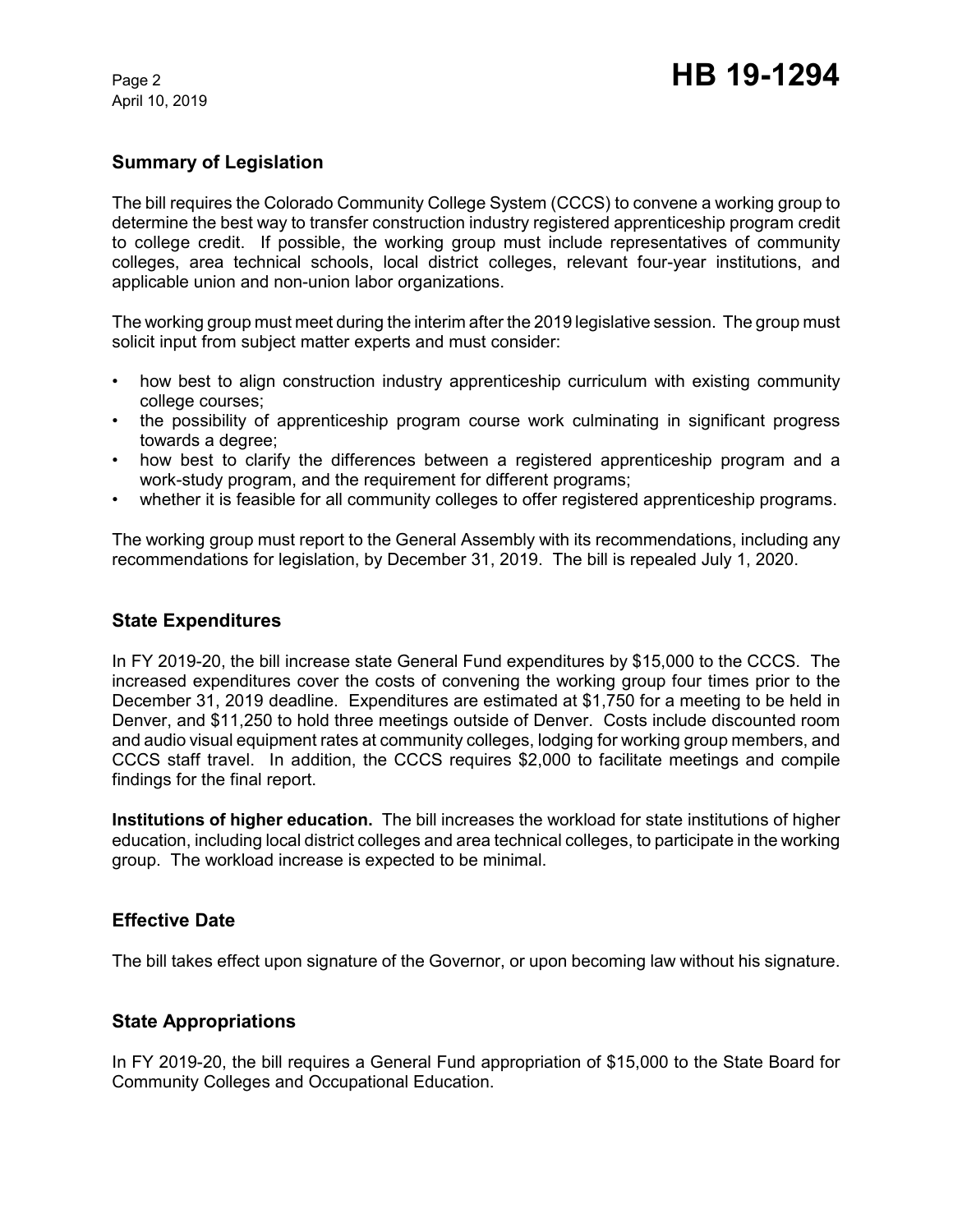## Summary of Legislation

The bill requires the Colorado Community College System (CCCS) to convene a working group to determine the best way to transfer construction industry registered apprenticeship program credit to college credit. If possible, the working group must include representatives of community colleges, area technical schools, local district colleges, relevant four-year institutions, and applicable union and non-union labor organizations.

The working group must meet during the interim after the 2019 legislative session. The group must solicit input from subject matter experts and must consider:

- how best to align construction industry apprenticeship curriculum with existing community college courses;
- the possibility of apprenticeship program course work culminating in significant progress towards a degree;
- how best to clarify the differences between a registered apprenticeship program and a work-study program, and the requirement for different programs;
- whether it is feasible for all community colleges to offer registered apprenticeship programs.

The working group must report to the General Assembly with its recommendations, including any recommendations for legislation, by December 31, 2019. The bill is repealed July 1, 2020.

## State Expenditures

In FY 2019-20, the bill increase state General Fund expenditures by $15,000 to the CCCS. The increased expenditures cover the costs of convening the working group four times prior to the December 31, 2019 deadline. Expenditures are estimated at $1,750 for a meeting to be held in Denver, and $11,250 to hold three meetings outside of Denver. Costs include discounted room and audio visual equipment rates at community colleges, lodging for working group members, and CCCS staff travel. In addition, the CCCS requires $2,000 to facilitate meetings and compile findings for the final report.

**Institutions of higher education.** The bill increases the workload for state institutions of higher education, including local district colleges and area technical colleges, to participate in the working group. The workload increase is expected to be minimal.

## Effective Date

The bill takes effect upon signature of the Governor, or upon becoming law without his signature.

## State Appropriations

In FY 2019-20, the bill requires a General Fund appropriation of $15,000 to the State Board for Community Colleges and Occupational Education.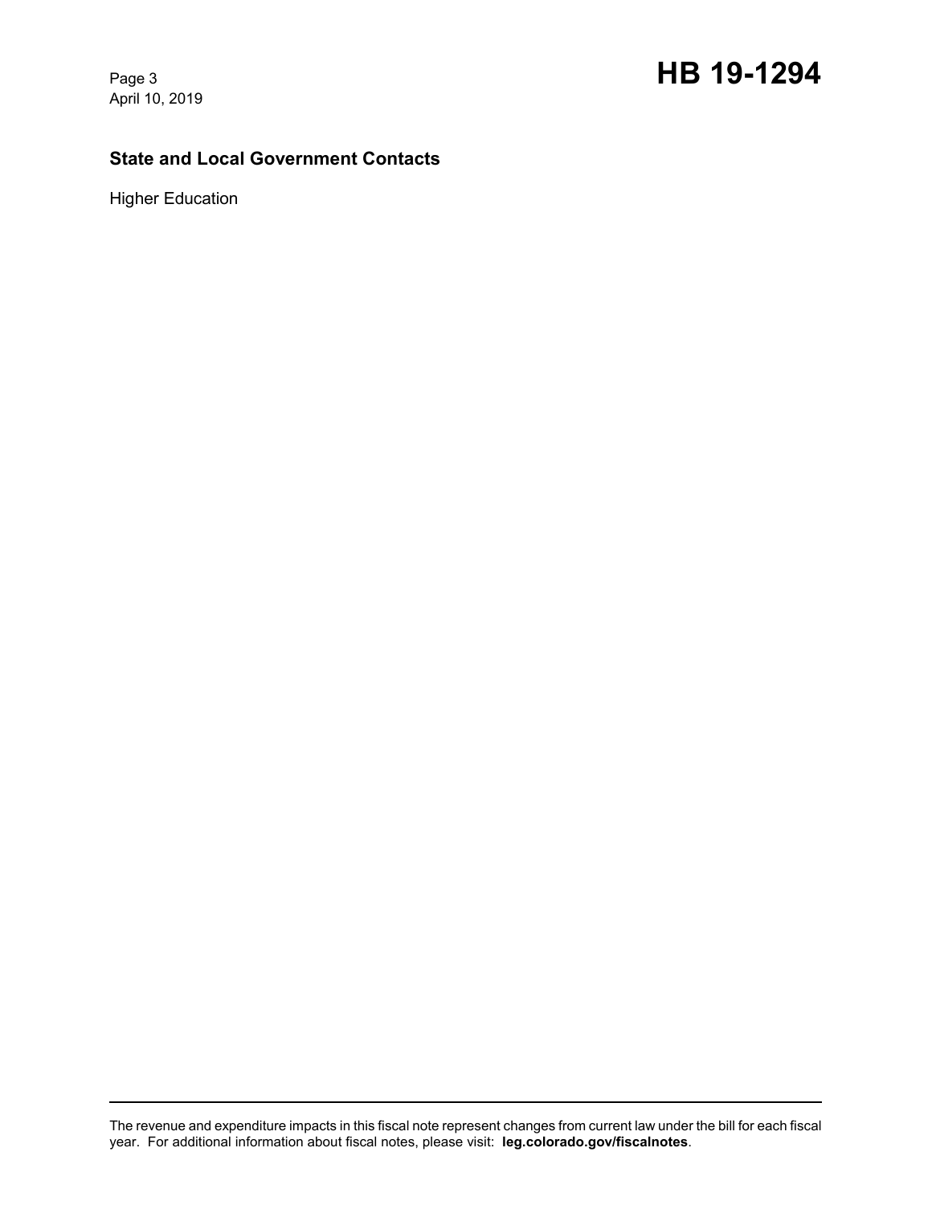## State and Local Government Contacts

Higher Education

The revenue and expenditure impacts in this fiscal note represent changes from current law under the bill for each fiscal year. For additional information about fiscal notes, please visit: **leg.colorado.gov/fiscalnotes**.